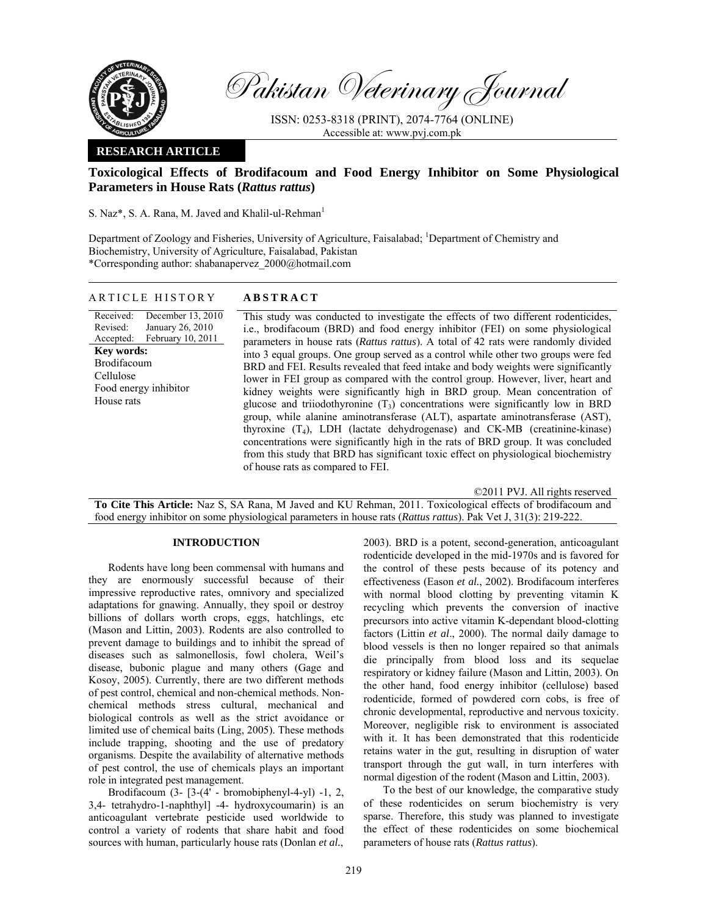Pakistan Veterinary Journal

ISSN: 0253-8318 (PRINT), 2074-7764 (ONLINE)
Accessible at: www.pvj.com.pk

**RESEARCH ARTICLE**

# Toxicological Effects of Brodifacoum and Food Energy Inhibitor on Some Physiological Parameters in House Rats (*Rattus rattus*)

S. Naz*, S. A. Rana, M. Javed and Khalil-ul-Rehman[1]

Department of Zoology and Fisheries, University of Agriculture, Faisalabad; [1]Department of Chemistry and Biochemistry, University of Agriculture, Faisalabad, Pakistan
*Corresponding author: shabanapervez_2000@hotmail.com

## ARTICLE HISTORY

Received: December 13, 2010
Revised: January 26, 2010
Accepted: February 10, 2011

**Key words:**
Brodifacoum
Cellulose
Food energy inhibitor
House rats

## ABSTRACT

This study was conducted to investigate the effects of two different rodenticides, i.e., brodifacoum (BRD) and food energy inhibitor (FEI) on some physiological parameters in house rats (*Rattus rattus*). A total of 42 rats were randomly divided into 3 equal groups. One group served as a control while other two groups were fed BRD and FEI. Results revealed that feed intake and body weights were significantly lower in FEI group as compared with the control group. However, liver, heart and kidney weights were significantly high in BRD group. Mean concentration of glucose and triiodothyronine ($T_3$) concentrations were significantly low in BRD group, while alanine aminotransferase (ALT), aspartate aminotransferase (AST), thyroxine ($T_4$), LDH (lactate dehydrogenase) and CK-MB (creatinine-kinase) concentrations were significantly high in the rats of BRD group. It was concluded from this study that BRD has significant toxic effect on physiological biochemistry of house rats as compared to FEI.

©2011 PVJ. All rights reserved

**To Cite This Article:** Naz S, SA Rana, M Javed and KU Rehman, 2011. Toxicological effects of brodifacoum and food energy inhibitor on some physiological parameters in house rats (*Rattus rattus*). Pak Vet J, 31(3): 219-222.

## INTRODUCTION

Rodents have long been commensal with humans and they are enormously successful because of their impressive reproductive rates, omnivory and specialized adaptations for gnawing. Annually, they spoil or destroy billions of dollars worth crops, eggs, hatchlings, etc (Mason and Littin, 2003). Rodents are also controlled to prevent damage to buildings and to inhibit the spread of diseases such as salmonellosis, fowl cholera, Weil's disease, bubonic plague and many others (Gage and Kosoy, 2005). Currently, there are two different methods of pest control, chemical and non-chemical methods. Non-chemical methods stress cultural, mechanical and biological controls as well as the strict avoidance or limited use of chemical baits (Ling, 2005). These methods include trapping, shooting and the use of predatory organisms. Despite the availability of alternative methods of pest control, the use of chemicals plays an important role in integrated pest management.

Brodifacoum (3- [3-(4' - bromobiphenyl-4-yl) -1, 2, 3,4- tetrahydro-1-naphthyl] -4- hydroxycoumarin) is an anticoagulant vertebrate pesticide used worldwide to control a variety of rodents that share habit and food sources with human, particularly house rats (Donlan *et al.*, 2003). BRD is a potent, second-generation, anticoagulant rodenticide developed in the mid-1970s and is favored for the control of these pests because of its potency and effectiveness (Eason *et al.*, 2002). Brodifacoum interferes with normal blood clotting by preventing vitamin K recycling which prevents the conversion of inactive precursors into active vitamin K-dependant blood-clotting factors (Littin *et al*., 2000). The normal daily damage to blood vessels is then no longer repaired so that animals die principally from blood loss and its sequelae respiratory or kidney failure (Mason and Littin, 2003). On the other hand, food energy inhibitor (cellulose) based rodenticide, formed of powdered corn cobs, is free of chronic developmental, reproductive and nervous toxicity. Moreover, negligible risk to environment is associated with it. It has been demonstrated that this rodenticide retains water in the gut, resulting in disruption of water transport through the gut wall, in turn interferes with normal digestion of the rodent (Mason and Littin, 2003).

To the best of our knowledge, the comparative study of these rodenticides on serum biochemistry is very sparse. Therefore, this study was planned to investigate the effect of these rodenticides on some biochemical parameters of house rats (*Rattus rattus*).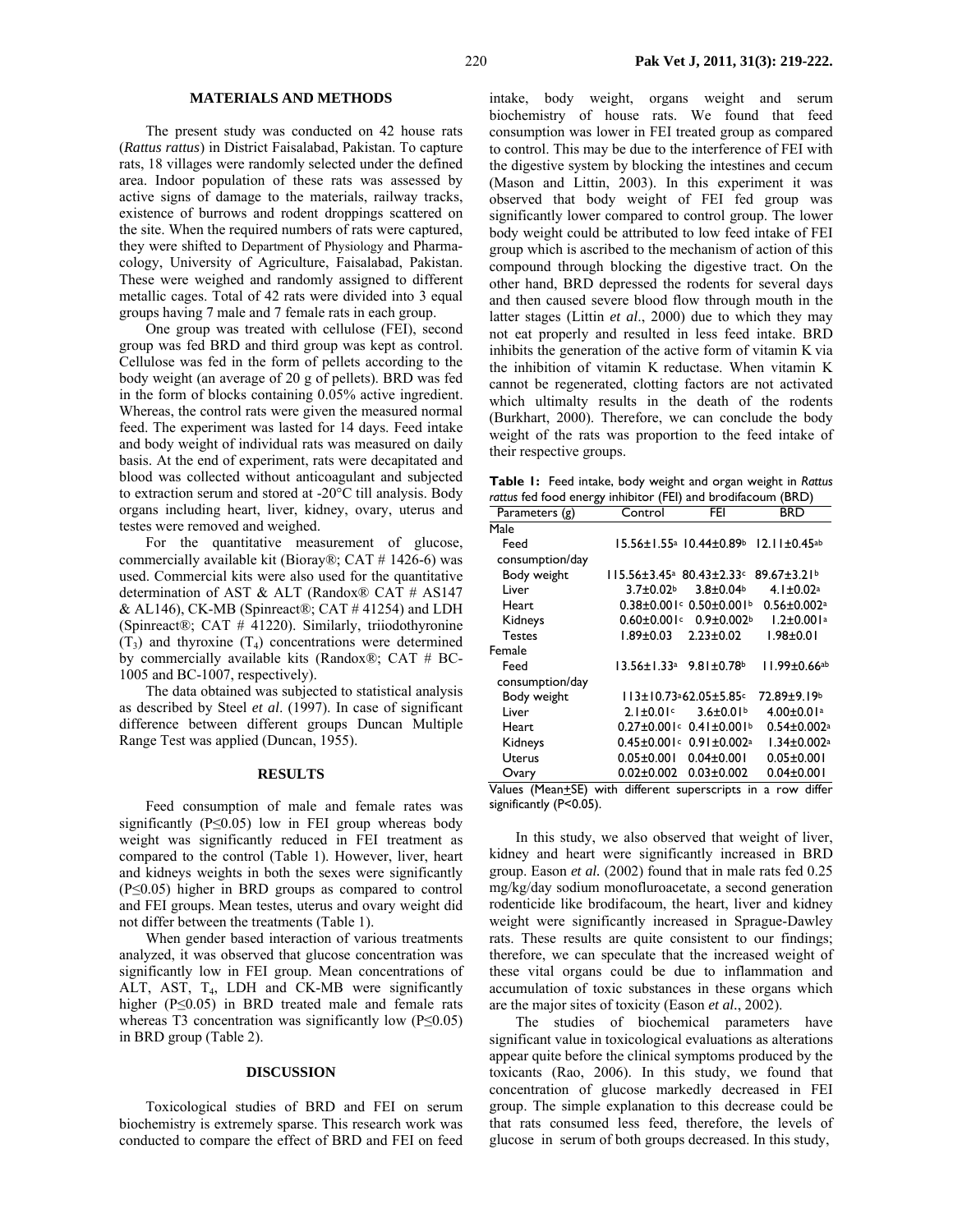## MATERIALS AND METHODS

The present study was conducted on 42 house rats (*Rattus rattus*) in District Faisalabad, Pakistan. To capture rats, 18 villages were randomly selected under the defined area. Indoor population of these rats was assessed by active signs of damage to the materials, railway tracks, existence of burrows and rodent droppings scattered on the site. When the required numbers of rats were captured, they were shifted to Department of Physiology and Pharmacology, University of Agriculture, Faisalabad, Pakistan. These were weighed and randomly assigned to different metallic cages. Total of 42 rats were divided into 3 equal groups having 7 male and 7 female rats in each group.

One group was treated with cellulose (FEI), second group was fed BRD and third group was kept as control. Cellulose was fed in the form of pellets according to the body weight (an average of 20 g of pellets). BRD was fed in the form of blocks containing 0.05% active ingredient. Whereas, the control rats were given the measured normal feed. The experiment was lasted for 14 days. Feed intake and body weight of individual rats was measured on daily basis. At the end of experiment, rats were decapitated and blood was collected without anticoagulant and subjected to extraction serum and stored at -20°C till analysis. Body organs including heart, liver, kidney, ovary, uterus and testes were removed and weighed.

For the quantitative measurement of glucose, commercially available kit (Bioray®; CAT # 1426-6) was used. Commercial kits were also used for the quantitative determination of AST & ALT (Randox® CAT # AS147 & AL146), CK-MB (Spinreact®; CAT # 41254) and LDH (Spinreact®; CAT # 41220). Similarly, triiodothyronine ($T_3$) and thyroxine ($T_4$) concentrations were determined by commercially available kits (Randox®; CAT # BC-1005 and BC-1007, respectively).

The data obtained was subjected to statistical analysis as described by Steel *et al*. (1997). In case of significant difference between different groups Duncan Multiple Range Test was applied (Duncan, 1955).

## RESULTS

Feed consumption of male and female rates was significantly ($P \leq 0.05$) low in FEI group whereas body weight was significantly reduced in FEI treatment as compared to the control (Table 1). However, liver, heart and kidneys weights in both the sexes were significantly ($P \leq 0.05$) higher in BRD groups as compared to control and FEI groups. Mean testes, uterus and ovary weight did not differ between the treatments (Table 1).

When gender based interaction of various treatments analyzed, it was observed that glucose concentration was significantly low in FEI group. Mean concentrations of ALT, AST, $T_4$, LDH and CK-MB were significantly higher ($P \leq 0.05$) in BRD treated male and female rats whereas T3 concentration was significantly low ($P \leq 0.05$) in BRD group (Table 2).

## DISCUSSION

Toxicological studies of BRD and FEI on serum biochemistry is extremely sparse. This research work was conducted to compare the effect of BRD and FEI on feed intake, body weight, organs weight and serum biochemistry of house rats. We found that feed consumption was lower in FEI treated group as compared to control. This may be due to the interference of FEI with the digestive system by blocking the intestines and cecum (Mason and Littin, 2003). In this experiment it was observed that body weight of FEI fed group was significantly lower compared to control group. The lower body weight could be attributed to low feed intake of FEI group which is ascribed to the mechanism of action of this compound through blocking the digestive tract. On the other hand, BRD depressed the rodents for several days and then caused severe blood flow through mouth in the latter stages (Littin *et al*., 2000) due to which they may not eat properly and resulted in less feed intake. BRD inhibits the generation of the active form of vitamin K via the inhibition of vitamin K reductase. When vitamin K cannot be regenerated, clotting factors are not activated which ultimalty results in the death of the rodents (Burkhart, 2000). Therefore, we can conclude the body weight of the rats was proportion to the feed intake of their respective groups.

**Table 1:** Feed intake, body weight and organ weight in *Rattus rattus* fed food energy inhibitor (FEI) and brodifacoum (BRD)

| Parameters (g) | Control | FEI | BRD |
|---|---|---|---|
| Male | | | |
| Feed consumption/day | 15.56±1.55[a] | 10.44±0.89[b] | 12.11±0.45[ab] |
| Body weight | 115.56±3.45[a] | 80.43±2.33[c] | 89.67±3.21[b] |
| Liver | 3.7±0.02[b] | 3.8±0.04[b] | 4.1±0.02[a] |
| Heart | 0.38±0.001[c] | 0.50±0.001[b] | 0.56±0.002[a] |
| Kidneys | 0.60±0.001[c] | 0.9±0.002[b] | 1.2±0.001[a] |
| Testes | 1.89±0.03 | 2.23±0.02 | 1.98±0.01 |
| Female | | | |
| Feed consumption/day | 13.56±1.33[a] | 9.81±0.78[b] | 11.99±0.66[ab] |
| Body weight | 113±10.73[a] | 62.05±5.85[c] | 72.89±9.19[b] |
| Liver | 2.1±0.01[c] | 3.6±0.01[b] | 4.00±0.01[a] |
| Heart | 0.27±0.001[c] | 0.41±0.001[b] | 0.54±0.002[a] |
| Kidneys | 0.45±0.001[c] | 0.91±0.002[a] | 1.34±0.002[a] |
| Uterus | 0.05±0.001 | 0.04±0.001 | 0.05±0.001 |
| Ovary | 0.02±0.002 | 0.03±0.002 | 0.04±0.001 |

Values (Mean±SE) with different superscripts in a row differ significantly (P<0.05).

In this study, we also observed that weight of liver, kidney and heart were significantly increased in BRD group. Eason *et al.* (2002) found that in male rats fed 0.25 mg/kg/day sodium monofluroacetate, a second generation rodenticide like brodifacoum, the heart, liver and kidney weight were significantly increased in Sprague-Dawley rats. These results are quite consistent to our findings; therefore, we can speculate that the increased weight of these vital organs could be due to inflammation and accumulation of toxic substances in these organs which are the major sites of toxicity (Eason *et al*., 2002).

The studies of biochemical parameters have significant value in toxicological evaluations as alterations appear quite before the clinical symptoms produced by the toxicants (Rao, 2006). In this study, we found that concentration of glucose markedly decreased in FEI group. The simple explanation to this decrease could be that rats consumed less feed, therefore, the levels of glucose in serum of both groups decreased. In this study,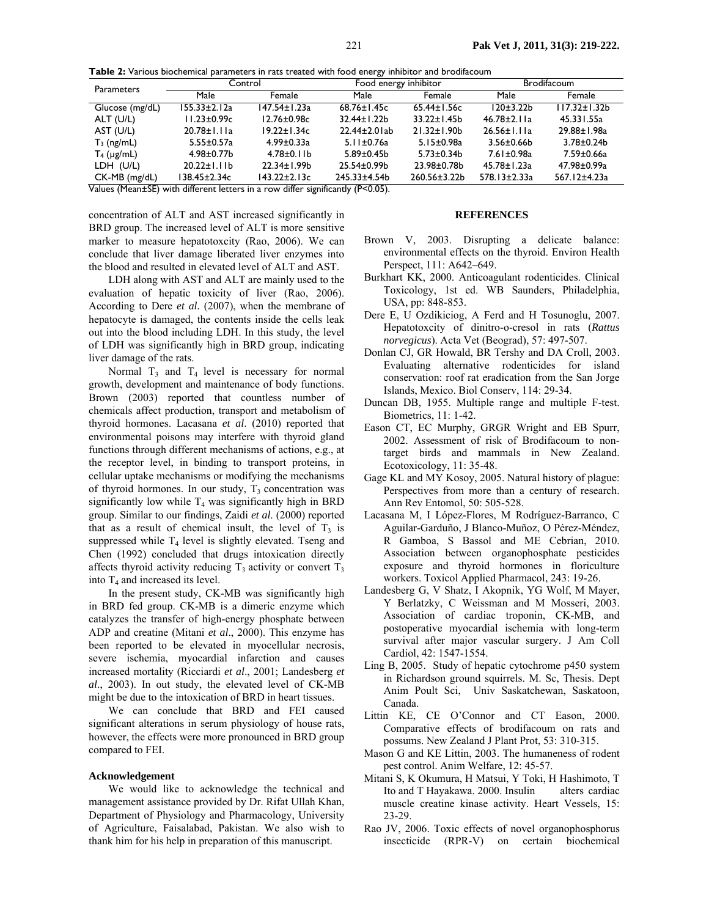**Table 2:** Various biochemical parameters in rats treated with food energy inhibitor and brodifacoum

| Parameters | Control | | Food energy inhibitor | | Brodifacoum | |
|---|---|---|---|---|---|---|
| | Male | Female | Male | Female | Male | Female |
| Glucose (mg/dL) | 155.33±2.12a | 147.54±1.23a | 68.76±1.45c | 65.44±1.56c | 120±3.22b | 117.32±1.32b |
| ALT (U/L) | 11.23±0.99c | 12.76±0.98c | 32.44±1.22b | 33.22±1.45b | 46.78±2.11a | 45.331.55a |
| AST (U/L) | 20.78±1.11a | 19.22±1.34c | 22.44±2.01ab | 21.32±1.90b | 26.56±1.11a | 29.88±1.98a |
| $T_3$ (ng/mL) | 5.55±0.57a | 4.99±0.33a | 5.11±0.76a | 5.15±0.98a | 3.56±0.66b | 3.78±0.24b |
| $T_4$ (μg/mL) | 4.98±0.77b | 4.78±0.11b | 5.89±0.45b | 5.73±0.34b | 7.61±0.98a | 7.59±0.66a |
| LDH (U/L) | 20.22±1.11b | 22.34±1.99b | 25.54±0.99b | 23.98±0.78b | 45.78±1.23a | 47.98±0.99a |
| CK-MB (mg/dL) | 138.45±2.34c | 143.22±2.13c | 245.33±4.54b | 260.56±3.22b | 578.13±2.33a | 567.12±4.23a |

Values (Mean±SE) with different letters in a row differ significantly (P<0.05).

concentration of ALT and AST increased significantly in BRD group. The increased level of ALT is more sensitive marker to measure hepatotoxcity (Rao, 2006). We can conclude that liver damage liberated liver enzymes into the blood and resulted in elevated level of ALT and AST.

LDH along with AST and ALT are mainly used to the evaluation of hepatic toxicity of liver (Rao, 2006). According to Dere *et al*. (2007), when the membrane of hepatocyte is damaged, the contents inside the cells leak out into the blood including LDH. In this study, the level of LDH was significantly high in BRD group, indicating liver damage of the rats.

Normal $T_3$ and $T_4$ level is necessary for normal growth, development and maintenance of body functions. Brown (2003) reported that countless number of chemicals affect production, transport and metabolism of thyroid hormones. Lacasana *et al*. (2010) reported that environmental poisons may interfere with thyroid gland functions through different mechanisms of actions, e.g., at the receptor level, in binding to transport proteins, in cellular uptake mechanisms or modifying the mechanisms of thyroid hormones. In our study, $T_3$ concentration was significantly low while $T_4$ was significantly high in BRD group. Similar to our findings, Zaidi *et al*. (2000) reported that as a result of chemical insult, the level of $T_3$ is suppressed while $T_4$ level is slightly elevated. Tseng and Chen (1992) concluded that drugs intoxication directly affects thyroid activity reducing $T_3$ activity or convert $T_3$ into $T_4$ and increased its level.

In the present study, CK-MB was significantly high in BRD fed group. CK-MB is a dimeric enzyme which catalyzes the transfer of high-energy phosphate between ADP and creatine (Mitani *et al*., 2000). This enzyme has been reported to be elevated in myocellular necrosis, severe ischemia, myocardial infarction and causes increased mortality (Ricciardi *et al*., 2001; Landesberg *et al*., 2003). In out study, the elevated level of CK-MB might be due to the intoxication of BRD in heart tissues.

We can conclude that BRD and FEI caused significant alterations in serum physiology of house rats, however, the effects were more pronounced in BRD group compared to FEI.

### Acknowledgement

We would like to acknowledge the technical and management assistance provided by Dr. Rifat Ullah Khan, Department of Physiology and Pharmacology, University of Agriculture, Faisalabad, Pakistan. We also wish to thank him for his help in preparation of this manuscript.

## REFERENCES

Brown V, 2003. Disrupting a delicate balance: environmental effects on the thyroid. Environ Health Perspect, 111: A642–649.

Burkhart KK, 2000. Anticoagulant rodenticides. Clinical Toxicology, 1st ed. WB Saunders, Philadelphia, USA, pp: 848-853.

Dere E, U Ozdikiciog, A Ferd and H Tosunoglu, 2007. Hepatotoxcity of dinitro-o-cresol in rats (*Rattus norvegicus*). Acta Vet (Beograd), 57: 497-507.

Donlan CJ, GR Howald, BR Tershy and DA Croll, 2003. Evaluating alternative rodenticides for island conservation: roof rat eradication from the San Jorge Islands, Mexico. Biol Conserv, 114: 29-34.

Duncan DB, 1955. Multiple range and multiple F-test. Biometrics, 11: 1-42.

Eason CT, EC Murphy, GRGR Wright and EB Spurr, 2002. Assessment of risk of Brodifacoum to non-target birds and mammals in New Zealand. Ecotoxicology, 11: 35-48.

Gage KL and MY Kosoy, 2005. Natural history of plague: Perspectives from more than a century of research. Ann Rev Entomol, 50: 505-528.

Lacasana M, I López-Flores, M Rodríguez-Barranco, C Aguilar-Garduño, J Blanco-Muñoz, O Pérez-Méndez, R Gamboa, S Bassol and ME Cebrian, 2010. Association between organophosphate pesticides exposure and thyroid hormones in floriculture workers. Toxicol Applied Pharmacol, 243: 19-26.

Landesberg G, V Shatz, I Akopnik, YG Wolf, M Mayer, Y Berlatzky, C Weissman and M Mosseri, 2003. Association of cardiac troponin, CK-MB, and postoperative myocardial ischemia with long-term survival after major vascular surgery. J Am Coll Cardiol, 42: 1547-1554.

Ling B, 2005. Study of hepatic cytochrome p450 system in Richardson ground squirrels. M. Sc, Thesis. Dept Anim Poult Sci, Univ Saskatchewan, Saskatoon, Canada.

Littin KE, CE O'Connor and CT Eason, 2000. Comparative effects of brodifacoum on rats and possums. New Zealand J Plant Prot, 53: 310-315.

Mason G and KE Littin, 2003. The humaneness of rodent pest control. Anim Welfare, 12: 45-57.

Mitani S, K Okumura, H Matsui, Y Toki, H Hashimoto, T Ito and T Hayakawa. 2000. Insulin alters cardiac muscle creatine kinase activity. Heart Vessels, 15: 23-29.

Rao JV, 2006. Toxic effects of novel organophosphorus insecticide (RPR-V) on certain biochemical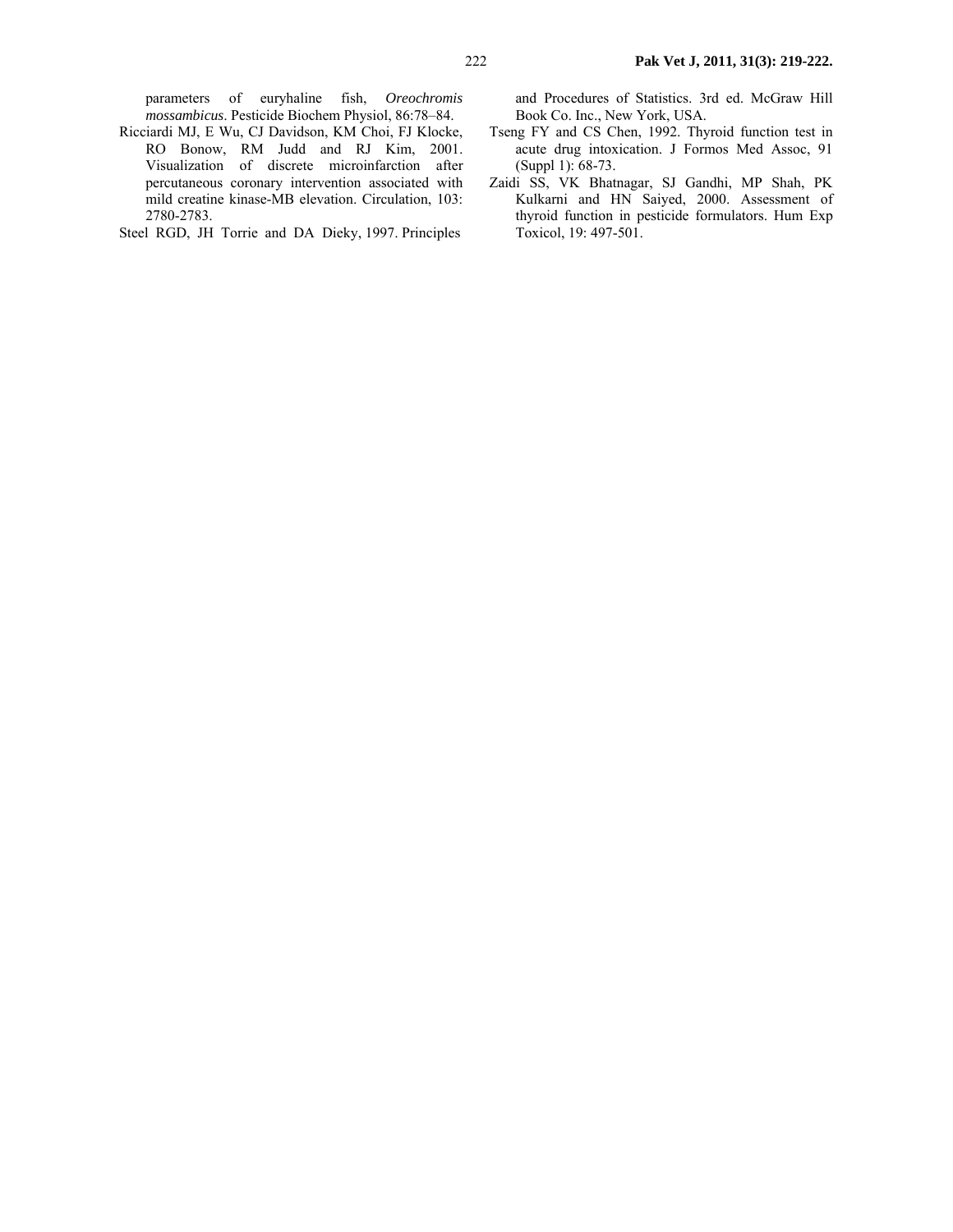parameters of euryhaline fish, *Oreochromis mossambicus*. Pesticide Biochem Physiol, 86:78–84.

Ricciardi MJ, E Wu, CJ Davidson, KM Choi, FJ Klocke, RO Bonow, RM Judd and RJ Kim, 2001. Visualization of discrete microinfarction after percutaneous coronary intervention associated with mild creatine kinase-MB elevation. Circulation, 103: 2780-2783.

Steel RGD, JH Torrie and DA Dieky, 1997. Principles and Procedures of Statistics. 3rd ed. McGraw Hill Book Co. Inc., New York, USA.

Tseng FY and CS Chen, 1992. Thyroid function test in acute drug intoxication. J Formos Med Assoc, 91 (Suppl 1): 68-73.

Zaidi SS, VK Bhatnagar, SJ Gandhi, MP Shah, PK Kulkarni and HN Saiyed, 2000. Assessment of thyroid function in pesticide formulators. Hum Exp Toxicol, 19: 497-501.